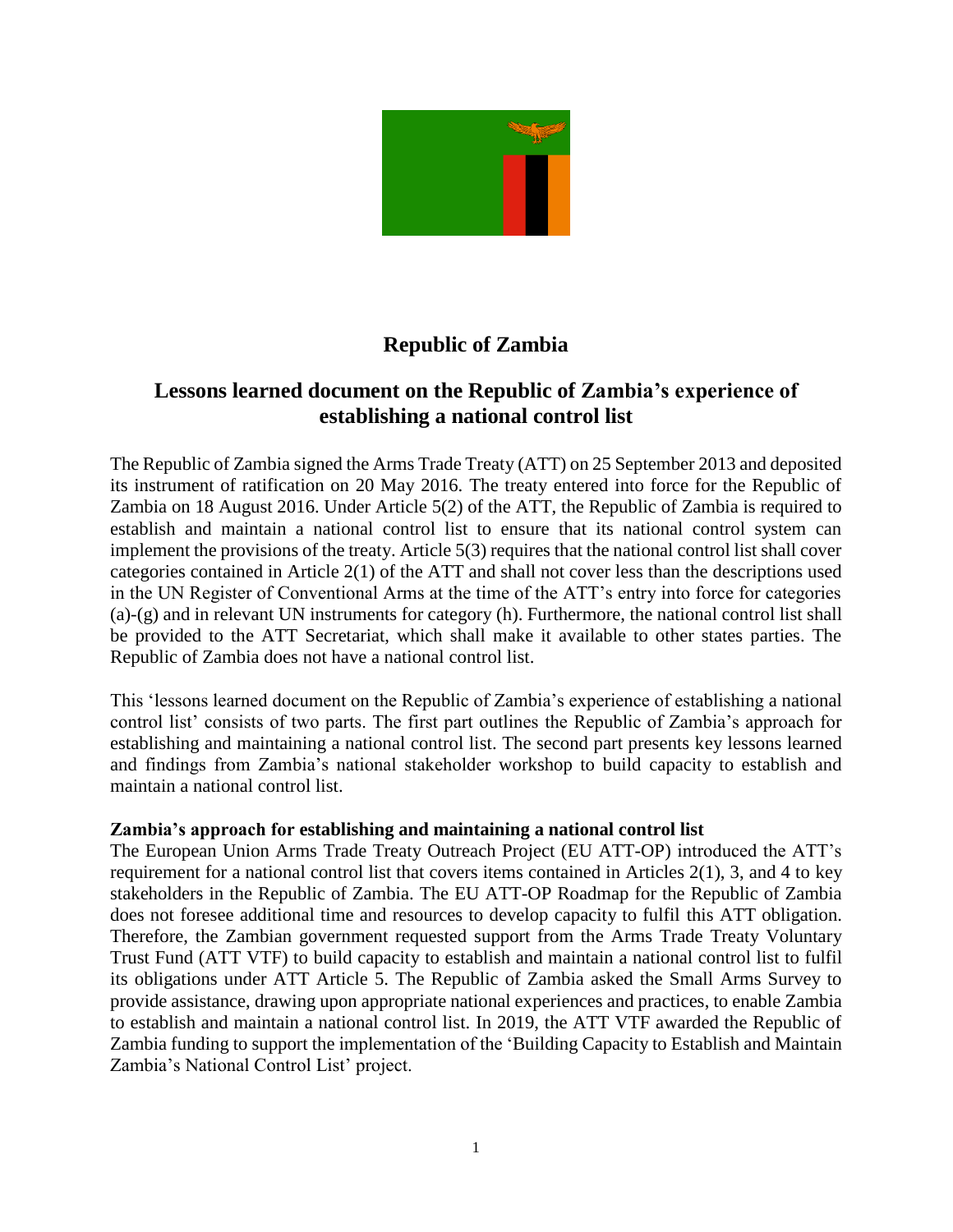# Republic of Zambia

## Lessons learned document on the Republic of Zambia's experience of establishing a national control list

The Republic of Zambia signed the Arms Trade Treaty (ATT) on 25 September 2013 and deposited its instrument of ratification on 20 May 2016. The treaty entered into force for the Republic of Zambia on 18 August 2016. Under Article 5(2) of the ATT, the Republic of Zambia is required to establish and maintain a national control list to ensure that its national control system can implement the provisions of the treaty. Article 5(3) requires that the national control list shall cover categories contained in Article 2(1) of the ATT and shall not cover less than the descriptions used in the UN Register of Conventional Arms at the time of the ATT's entry into force for categories (a)-(g) and in relevant UN instruments for category (h). Furthermore, the national control list shall be provided to the ATT Secretariat, which shall make it available to other states parties. The Republic of Zambia does not have a national control list.

This 'lessons learned document on the Republic of Zambia's experience of establishing a national control list' consists of two parts. The first part outlines the Republic of Zambia's approach for establishing and maintaining a national control list. The second part presents key lessons learned and findings from Zambia's national stakeholder workshop to build capacity to establish and maintain a national control list.

**Zambia's approach for establishing and maintaining a national control list**

The European Union Arms Trade Treaty Outreach Project (EU ATT-OP) introduced the ATT's requirement for a national control list that covers items contained in Articles 2(1), 3, and 4 to key stakeholders in the Republic of Zambia. The EU ATT-OP Roadmap for the Republic of Zambia does not foresee additional time and resources to develop capacity to fulfil this ATT obligation. Therefore, the Zambian government requested support from the Arms Trade Treaty Voluntary Trust Fund (ATT VTF) to build capacity to establish and maintain a national control list to fulfil its obligations under ATT Article 5. The Republic of Zambia asked the Small Arms Survey to provide assistance, drawing upon appropriate national experiences and practices, to enable Zambia to establish and maintain a national control list. In 2019, the ATT VTF awarded the Republic of Zambia funding to support the implementation of the 'Building Capacity to Establish and Maintain Zambia's National Control List' project.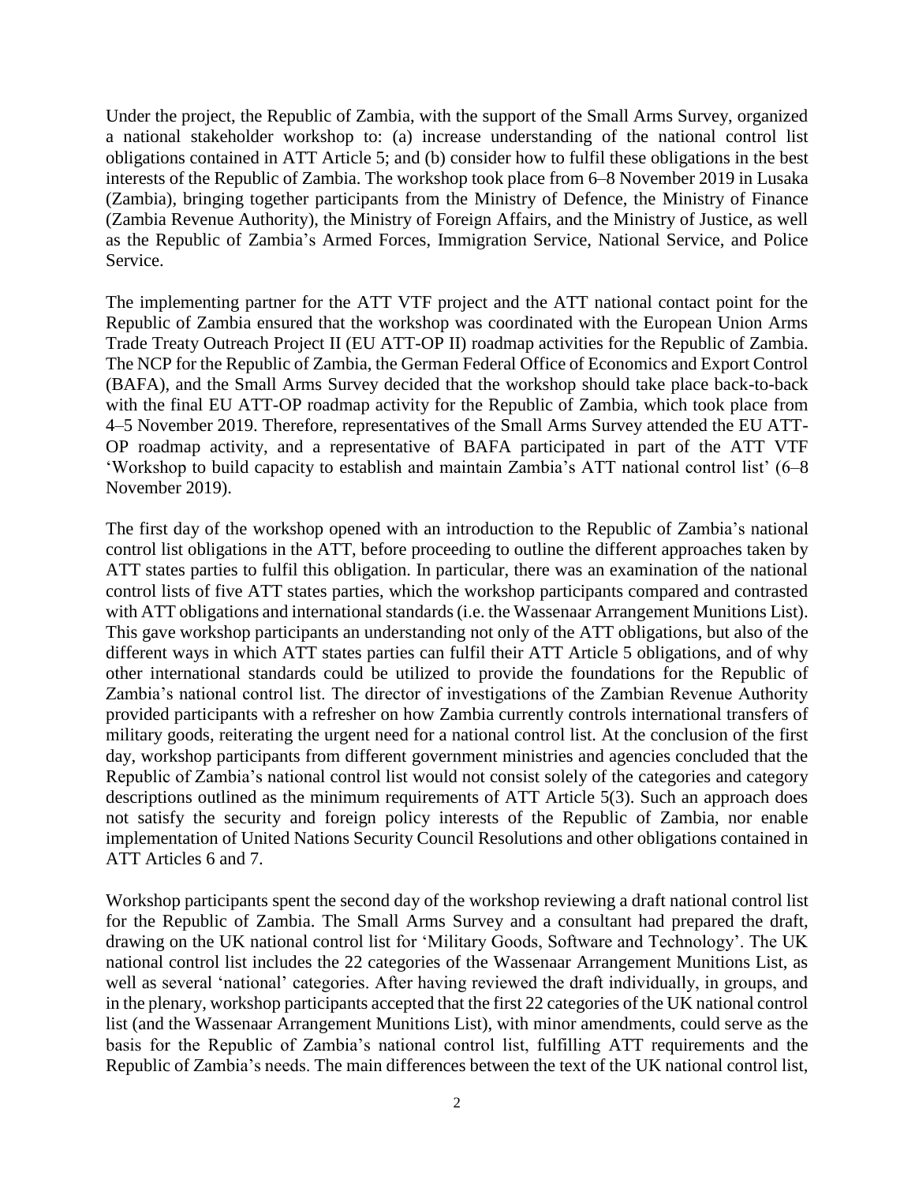Under the project, the Republic of Zambia, with the support of the Small Arms Survey, organized a national stakeholder workshop to: (a) increase understanding of the national control list obligations contained in ATT Article 5; and (b) consider how to fulfil these obligations in the best interests of the Republic of Zambia. The workshop took place from 6–8 November 2019 in Lusaka (Zambia), bringing together participants from the Ministry of Defence, the Ministry of Finance (Zambia Revenue Authority), the Ministry of Foreign Affairs, and the Ministry of Justice, as well as the Republic of Zambia's Armed Forces, Immigration Service, National Service, and Police Service.

The implementing partner for the ATT VTF project and the ATT national contact point for the Republic of Zambia ensured that the workshop was coordinated with the European Union Arms Trade Treaty Outreach Project II (EU ATT-OP II) roadmap activities for the Republic of Zambia. The NCP for the Republic of Zambia, the German Federal Office of Economics and Export Control (BAFA), and the Small Arms Survey decided that the workshop should take place back-to-back with the final EU ATT-OP roadmap activity for the Republic of Zambia, which took place from 4–5 November 2019. Therefore, representatives of the Small Arms Survey attended the EU ATT-OP roadmap activity, and a representative of BAFA participated in part of the ATT VTF 'Workshop to build capacity to establish and maintain Zambia's ATT national control list' (6–8 November 2019).

The first day of the workshop opened with an introduction to the Republic of Zambia's national control list obligations in the ATT, before proceeding to outline the different approaches taken by ATT states parties to fulfil this obligation. In particular, there was an examination of the national control lists of five ATT states parties, which the workshop participants compared and contrasted with ATT obligations and international standards (i.e. the Wassenaar Arrangement Munitions List). This gave workshop participants an understanding not only of the ATT obligations, but also of the different ways in which ATT states parties can fulfil their ATT Article 5 obligations, and of why other international standards could be utilized to provide the foundations for the Republic of Zambia's national control list. The director of investigations of the Zambian Revenue Authority provided participants with a refresher on how Zambia currently controls international transfers of military goods, reiterating the urgent need for a national control list. At the conclusion of the first day, workshop participants from different government ministries and agencies concluded that the Republic of Zambia's national control list would not consist solely of the categories and category descriptions outlined as the minimum requirements of ATT Article 5(3). Such an approach does not satisfy the security and foreign policy interests of the Republic of Zambia, nor enable implementation of United Nations Security Council Resolutions and other obligations contained in ATT Articles 6 and 7.

Workshop participants spent the second day of the workshop reviewing a draft national control list for the Republic of Zambia. The Small Arms Survey and a consultant had prepared the draft, drawing on the UK national control list for 'Military Goods, Software and Technology'. The UK national control list includes the 22 categories of the Wassenaar Arrangement Munitions List, as well as several 'national' categories. After having reviewed the draft individually, in groups, and in the plenary, workshop participants accepted that the first 22 categories of the UK national control list (and the Wassenaar Arrangement Munitions List), with minor amendments, could serve as the basis for the Republic of Zambia's national control list, fulfilling ATT requirements and the Republic of Zambia's needs. The main differences between the text of the UK national control list,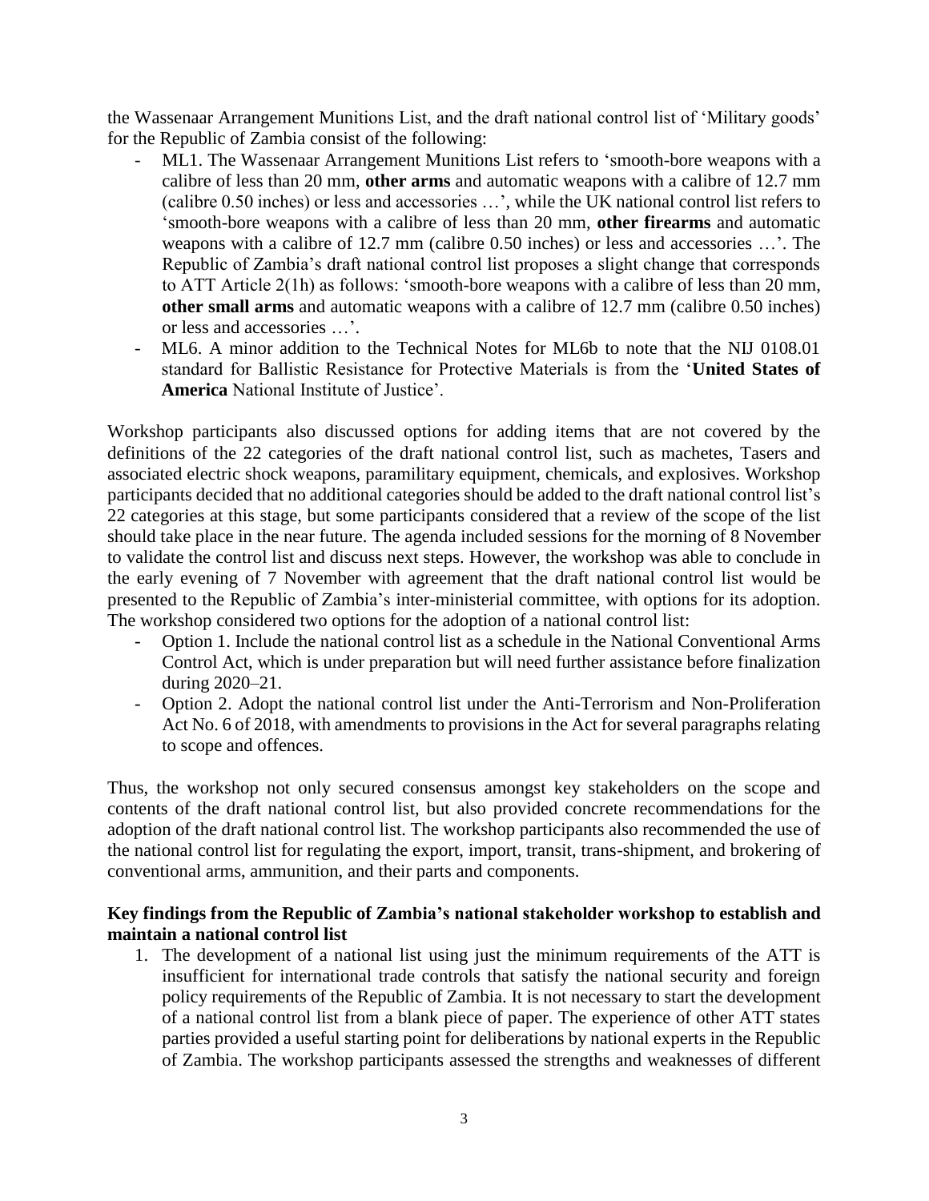the Wassenaar Arrangement Munitions List, and the draft national control list of 'Military goods' for the Republic of Zambia consist of the following:

- ML1. The Wassenaar Arrangement Munitions List refers to 'smooth-bore weapons with a calibre of less than 20 mm, **other arms** and automatic weapons with a calibre of 12.7 mm (calibre 0.50 inches) or less and accessories …', while the UK national control list refers to 'smooth-bore weapons with a calibre of less than 20 mm, **other firearms** and automatic weapons with a calibre of 12.7 mm (calibre 0.50 inches) or less and accessories …'. The Republic of Zambia's draft national control list proposes a slight change that corresponds to ATT Article 2(1h) as follows: 'smooth-bore weapons with a calibre of less than 20 mm, **other small arms** and automatic weapons with a calibre of 12.7 mm (calibre 0.50 inches) or less and accessories …'.
- ML6. A minor addition to the Technical Notes for ML6b to note that the NIJ 0108.01 standard for Ballistic Resistance for Protective Materials is from the '**United States of America** National Institute of Justice'.

Workshop participants also discussed options for adding items that are not covered by the definitions of the 22 categories of the draft national control list, such as machetes, Tasers and associated electric shock weapons, paramilitary equipment, chemicals, and explosives. Workshop participants decided that no additional categories should be added to the draft national control list's 22 categories at this stage, but some participants considered that a review of the scope of the list should take place in the near future. The agenda included sessions for the morning of 8 November to validate the control list and discuss next steps. However, the workshop was able to conclude in the early evening of 7 November with agreement that the draft national control list would be presented to the Republic of Zambia's inter-ministerial committee, with options for its adoption. The workshop considered two options for the adoption of a national control list:

- Option 1. Include the national control list as a schedule in the National Conventional Arms Control Act, which is under preparation but will need further assistance before finalization during 2020–21.
- Option 2. Adopt the national control list under the Anti-Terrorism and Non-Proliferation Act No. 6 of 2018, with amendments to provisions in the Act for several paragraphs relating to scope and offences.

Thus, the workshop not only secured consensus amongst key stakeholders on the scope and contents of the draft national control list, but also provided concrete recommendations for the adoption of the draft national control list. The workshop participants also recommended the use of the national control list for regulating the export, import, transit, trans-shipment, and brokering of conventional arms, ammunition, and their parts and components.

**Key findings from the Republic of Zambia's national stakeholder workshop to establish and maintain a national control list**

1. The development of a national list using just the minimum requirements of the ATT is insufficient for international trade controls that satisfy the national security and foreign policy requirements of the Republic of Zambia. It is not necessary to start the development of a national control list from a blank piece of paper. The experience of other ATT states parties provided a useful starting point for deliberations by national experts in the Republic of Zambia. The workshop participants assessed the strengths and weaknesses of different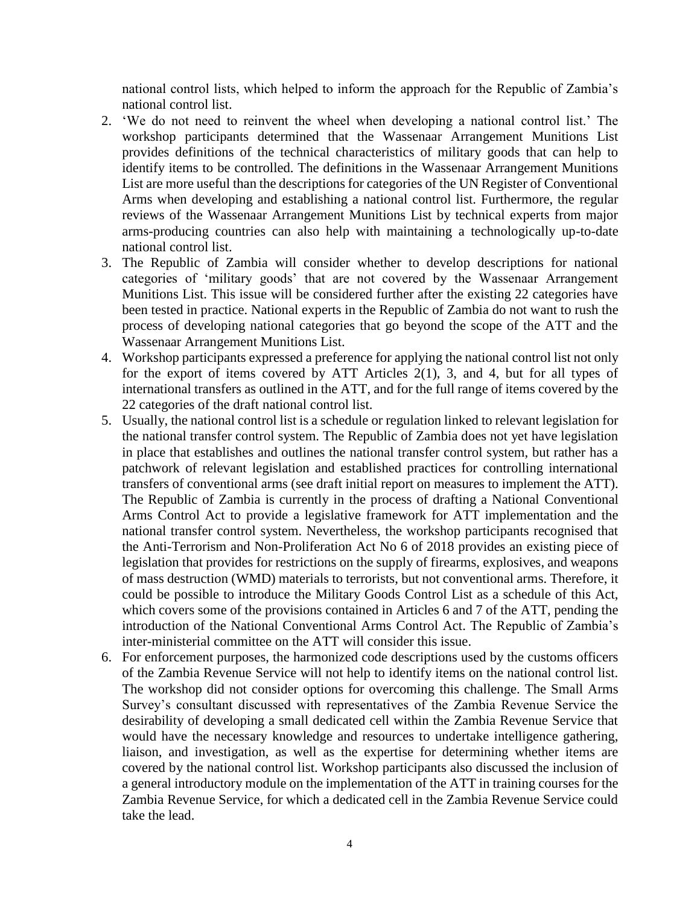national control lists, which helped to inform the approach for the Republic of Zambia's national control list.

2. 'We do not need to reinvent the wheel when developing a national control list.' The workshop participants determined that the Wassenaar Arrangement Munitions List provides definitions of the technical characteristics of military goods that can help to identify items to be controlled. The definitions in the Wassenaar Arrangement Munitions List are more useful than the descriptions for categories of the UN Register of Conventional Arms when developing and establishing a national control list. Furthermore, the regular reviews of the Wassenaar Arrangement Munitions List by technical experts from major arms-producing countries can also help with maintaining a technologically up-to-date national control list.
3. The Republic of Zambia will consider whether to develop descriptions for national categories of 'military goods' that are not covered by the Wassenaar Arrangement Munitions List. This issue will be considered further after the existing 22 categories have been tested in practice. National experts in the Republic of Zambia do not want to rush the process of developing national categories that go beyond the scope of the ATT and the Wassenaar Arrangement Munitions List.
4. Workshop participants expressed a preference for applying the national control list not only for the export of items covered by ATT Articles 2(1), 3, and 4, but for all types of international transfers as outlined in the ATT, and for the full range of items covered by the 22 categories of the draft national control list.
5. Usually, the national control list is a schedule or regulation linked to relevant legislation for the national transfer control system. The Republic of Zambia does not yet have legislation in place that establishes and outlines the national transfer control system, but rather has a patchwork of relevant legislation and established practices for controlling international transfers of conventional arms (see draft initial report on measures to implement the ATT). The Republic of Zambia is currently in the process of drafting a National Conventional Arms Control Act to provide a legislative framework for ATT implementation and the national transfer control system. Nevertheless, the workshop participants recognised that the Anti-Terrorism and Non-Proliferation Act No 6 of 2018 provides an existing piece of legislation that provides for restrictions on the supply of firearms, explosives, and weapons of mass destruction (WMD) materials to terrorists, but not conventional arms. Therefore, it could be possible to introduce the Military Goods Control List as a schedule of this Act, which covers some of the provisions contained in Articles 6 and 7 of the ATT, pending the introduction of the National Conventional Arms Control Act. The Republic of Zambia's inter-ministerial committee on the ATT will consider this issue.
6. For enforcement purposes, the harmonized code descriptions used by the customs officers of the Zambia Revenue Service will not help to identify items on the national control list. The workshop did not consider options for overcoming this challenge. The Small Arms Survey's consultant discussed with representatives of the Zambia Revenue Service the desirability of developing a small dedicated cell within the Zambia Revenue Service that would have the necessary knowledge and resources to undertake intelligence gathering, liaison, and investigation, as well as the expertise for determining whether items are covered by the national control list. Workshop participants also discussed the inclusion of a general introductory module on the implementation of the ATT in training courses for the Zambia Revenue Service, for which a dedicated cell in the Zambia Revenue Service could take the lead.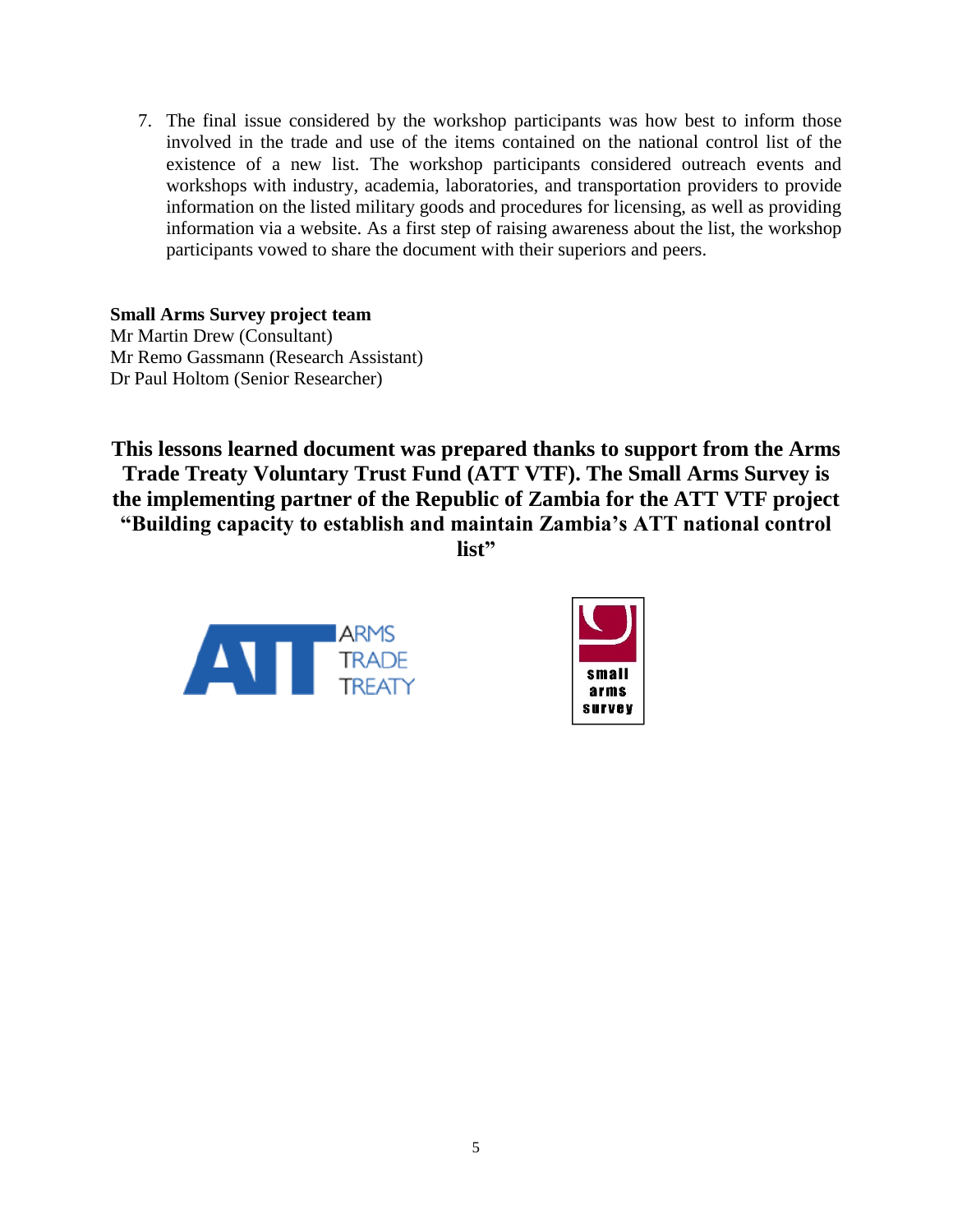7. The final issue considered by the workshop participants was how best to inform those involved in the trade and use of the items contained on the national control list of the existence of a new list. The workshop participants considered outreach events and workshops with industry, academia, laboratories, and transportation providers to provide information on the listed military goods and procedures for licensing, as well as providing information via a website. As a first step of raising awareness about the list, the workshop participants vowed to share the document with their superiors and peers.

**Small Arms Survey project team**
Mr Martin Drew (Consultant)
Mr Remo Gassmann (Research Assistant)
Dr Paul Holtom (Senior Researcher)

**This lessons learned document was prepared thanks to support from the Arms Trade Treaty Voluntary Trust Fund (ATT VTF). The Small Arms Survey is the implementing partner of the Republic of Zambia for the ATT VTF project "Building capacity to establish and maintain Zambia's ATT national control list"**